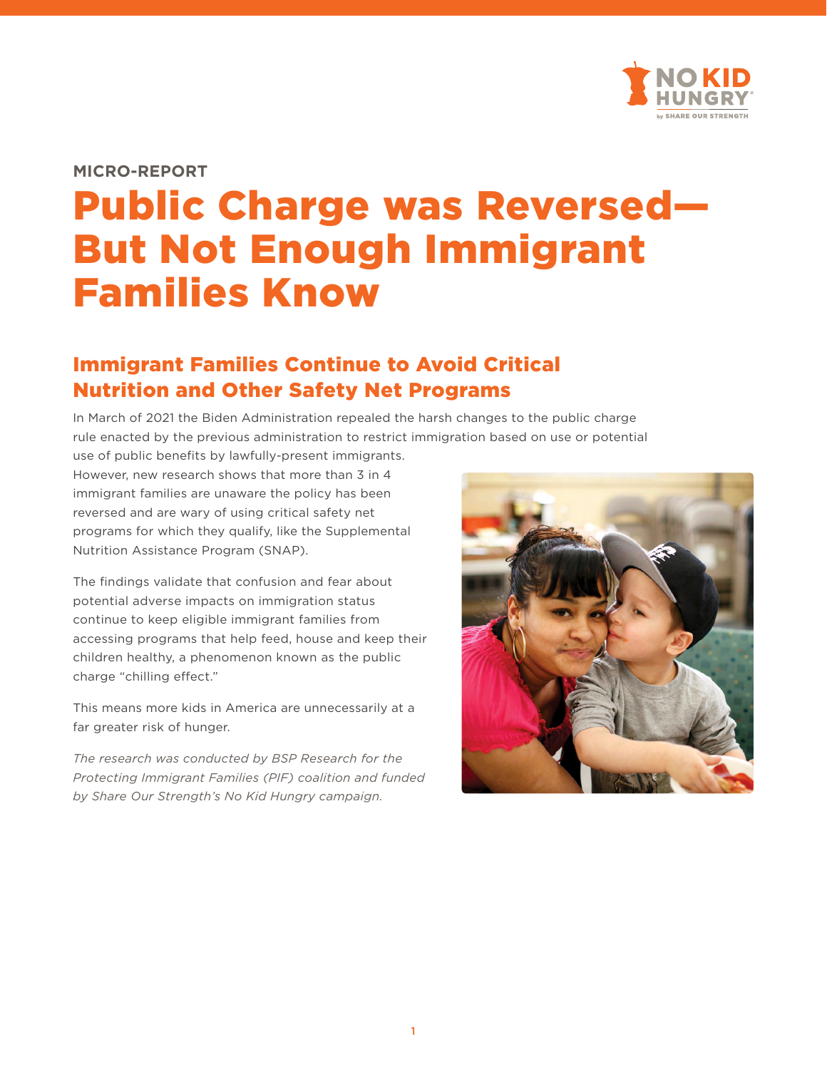NO KID HUNGRY by SHARE OUR STRENGTH

**MICRO-REPORT**

# Public Charge was Reversed—But Not Enough Immigrant Families Know

## Immigrant Families Continue to Avoid Critical Nutrition and Other Safety Net Programs

In March of 2021 the Biden Administration repealed the harsh changes to the public charge rule enacted by the previous administration to restrict immigration based on use or potential use of public benefits by lawfully-present immigrants. However, new research shows that more than 3 in 4 immigrant families are unaware the policy has been reversed and are wary of using critical safety net programs for which they qualify, like the Supplemental Nutrition Assistance Program (SNAP).

The findings validate that confusion and fear about potential adverse impacts on immigration status continue to keep eligible immigrant families from accessing programs that help feed, house and keep their children healthy, a phenomenon known as the public charge "chilling effect."

This means more kids in America are unnecessarily at a far greater risk of hunger.

*The research was conducted by BSP Research for the Protecting Immigrant Families (PIF) coalition and funded by Share Our Strength's No Kid Hungry campaign.*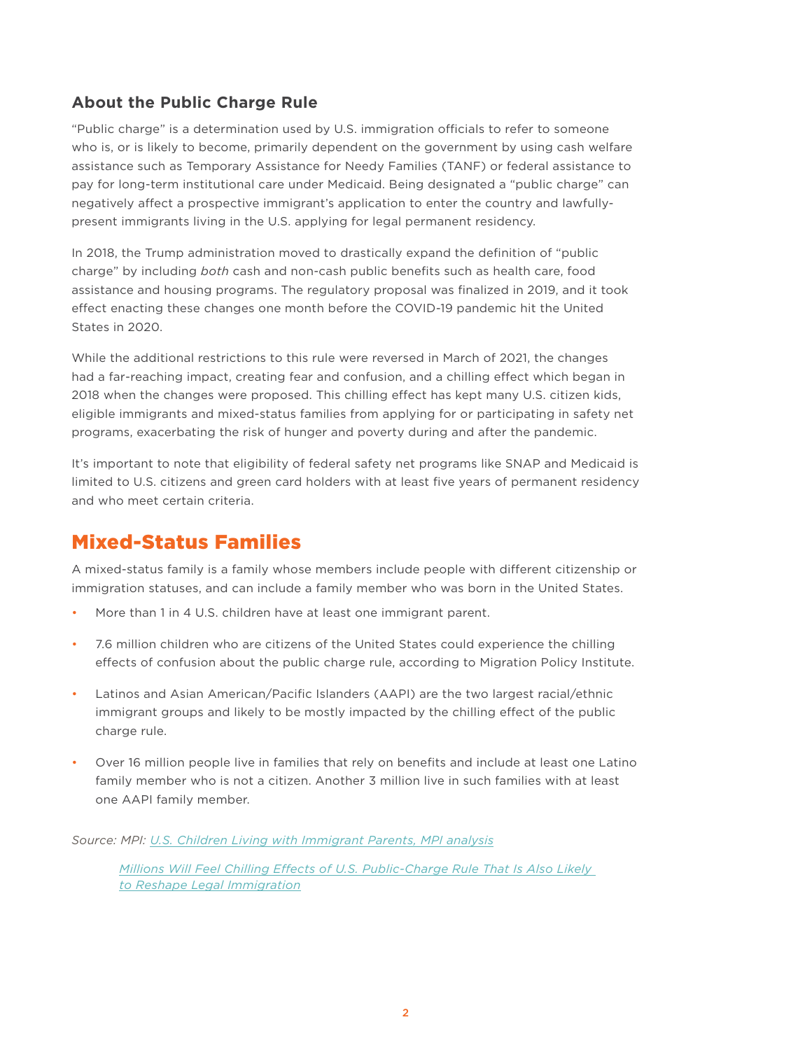### About the Public Charge Rule

"Public charge" is a determination used by U.S. immigration officials to refer to someone who is, or is likely to become, primarily dependent on the government by using cash welfare assistance such as Temporary Assistance for Needy Families (TANF) or federal assistance to pay for long-term institutional care under Medicaid. Being designated a "public charge" can negatively affect a prospective immigrant's application to enter the country and lawfully-present immigrants living in the U.S. applying for legal permanent residency.

In 2018, the Trump administration moved to drastically expand the definition of "public charge" by including *both* cash and non-cash public benefits such as health care, food assistance and housing programs. The regulatory proposal was finalized in 2019, and it took effect enacting these changes one month before the COVID-19 pandemic hit the United States in 2020.

While the additional restrictions to this rule were reversed in March of 2021, the changes had a far-reaching impact, creating fear and confusion, and a chilling effect which began in 2018 when the changes were proposed. This chilling effect has kept many U.S. citizen kids, eligible immigrants and mixed-status families from applying for or participating in safety net programs, exacerbating the risk of hunger and poverty during and after the pandemic.

It's important to note that eligibility of federal safety net programs like SNAP and Medicaid is limited to U.S. citizens and green card holders with at least five years of permanent residency and who meet certain criteria.

## Mixed-Status Families

A mixed-status family is a family whose members include people with different citizenship or immigration statuses, and can include a family member who was born in the United States.

- More than 1 in 4 U.S. children have at least one immigrant parent.
- 7.6 million children who are citizens of the United States could experience the chilling effects of confusion about the public charge rule, according to Migration Policy Institute.
- Latinos and Asian American/Pacific Islanders (AAPI) are the two largest racial/ethnic immigrant groups and likely to be mostly impacted by the chilling effect of the public charge rule.
- Over 16 million people live in families that rely on benefits and include at least one Latino family member who is not a citizen. Another 3 million live in such families with at least one AAPI family member.

*Source: MPI: U.S. Children Living with Immigrant Parents, MPI analysis*

*Millions Will Feel Chilling Effects of U.S. Public-Charge Rule That Is Also Likely to Reshape Legal Immigration*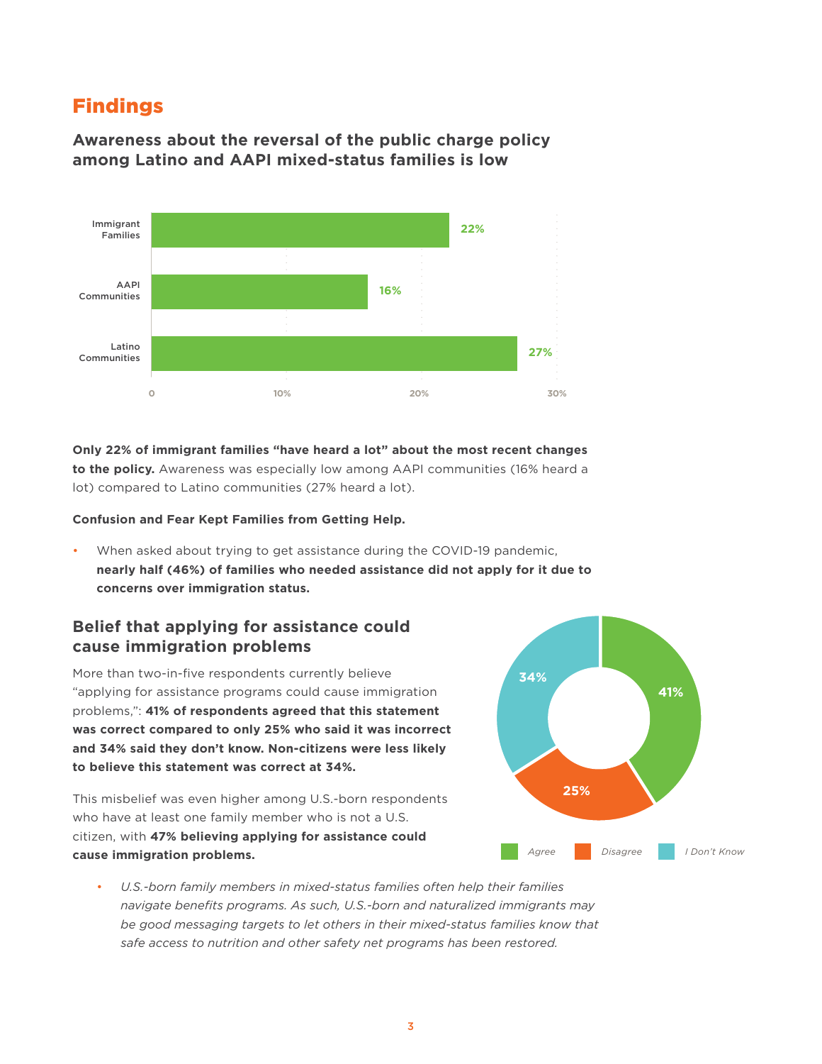# Findings

## Awareness about the reversal of the public charge policy among Latino and AAPI mixed-status families is low

| | |
|---|---|
| Immigrant Families | 22% |
| AAPI Communities | 16% |
| Latino Communities | 27% |

**Only 22% of immigrant families "have heard a lot" about the most recent changes to the policy.** Awareness was especially low among AAPI communities (16% heard a lot) compared to Latino communities (27% heard a lot).

**Confusion and Fear Kept Families from Getting Help.**

- When asked about trying to get assistance during the COVID-19 pandemic, **nearly half (46%) of families who needed assistance did not apply for it due to concerns over immigration status.**

## Belief that applying for assistance could cause immigration problems

More than two-in-five respondents currently believe "applying for assistance programs could cause immigration problems,": **41% of respondents agreed that this statement was correct compared to only 25% who said it was incorrect and 34% said they don't know. Non-citizens were less likely to believe this statement was correct at 34%.**

This misbelief was even higher among U.S.-born respondents who have at least one family member who is not a U.S. citizen, with **47% believing applying for assistance could cause immigration problems.**

| Response | Percentage |
|---|---|
| Agree | 41% |
| Disagree | 25% |
| I Don't Know | 34% |

- *U.S.-born family members in mixed-status families often help their families navigate benefits programs. As such, U.S.-born and naturalized immigrants may be good messaging targets to let others in their mixed-status families know that safe access to nutrition and other safety net programs has been restored.*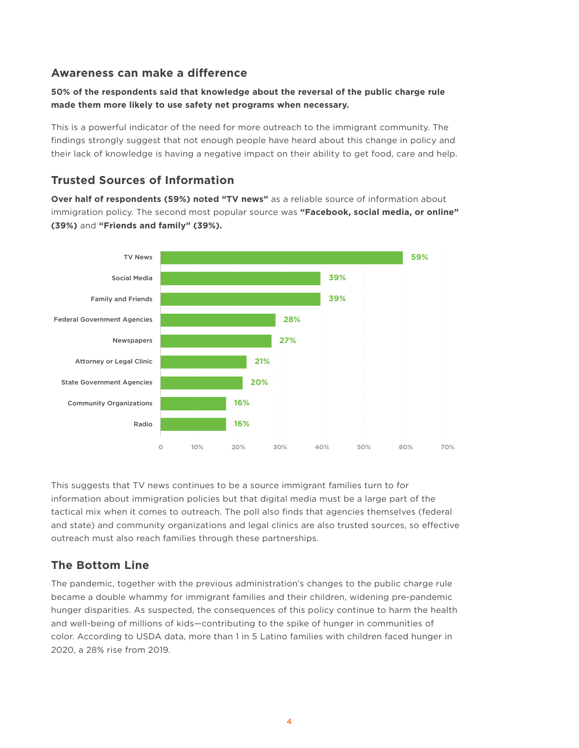## Awareness can make a difference

**50% of the respondents said that knowledge about the reversal of the public charge rule made them more likely to use safety net programs when necessary.**

This is a powerful indicator of the need for more outreach to the immigrant community. The findings strongly suggest that not enough people have heard about this change in policy and their lack of knowledge is having a negative impact on their ability to get food, care and help.

## Trusted Sources of Information

**Over half of respondents (59%) noted "TV news"** as a reliable source of information about immigration policy. The second most popular source was **"Facebook, social media, or online" (39%)** and **"Friends and family" (39%).**

| Source | Percentage |
|---|---|
| TV News | 59% |
| Social Media | 39% |
| Family and Friends | 39% |
| Federal Government Agencies | 28% |
| Newspapers | 27% |
| Attorney or Legal Clinic | 21% |
| State Government Agencies | 20% |
| Community Organizations | 16% |
| Radio | 16% |

This suggests that TV news continues to be a source immigrant families turn to for information about immigration policies but that digital media must be a large part of the tactical mix when it comes to outreach. The poll also finds that agencies themselves (federal and state) and community organizations and legal clinics are also trusted sources, so effective outreach must also reach families through these partnerships.

## The Bottom Line

The pandemic, together with the previous administration's changes to the public charge rule became a double whammy for immigrant families and their children, widening pre-pandemic hunger disparities. As suspected, the consequences of this policy continue to harm the health and well-being of millions of kids—contributing to the spike of hunger in communities of color. According to USDA data, more than 1 in 5 Latino families with children faced hunger in 2020, a 28% rise from 2019.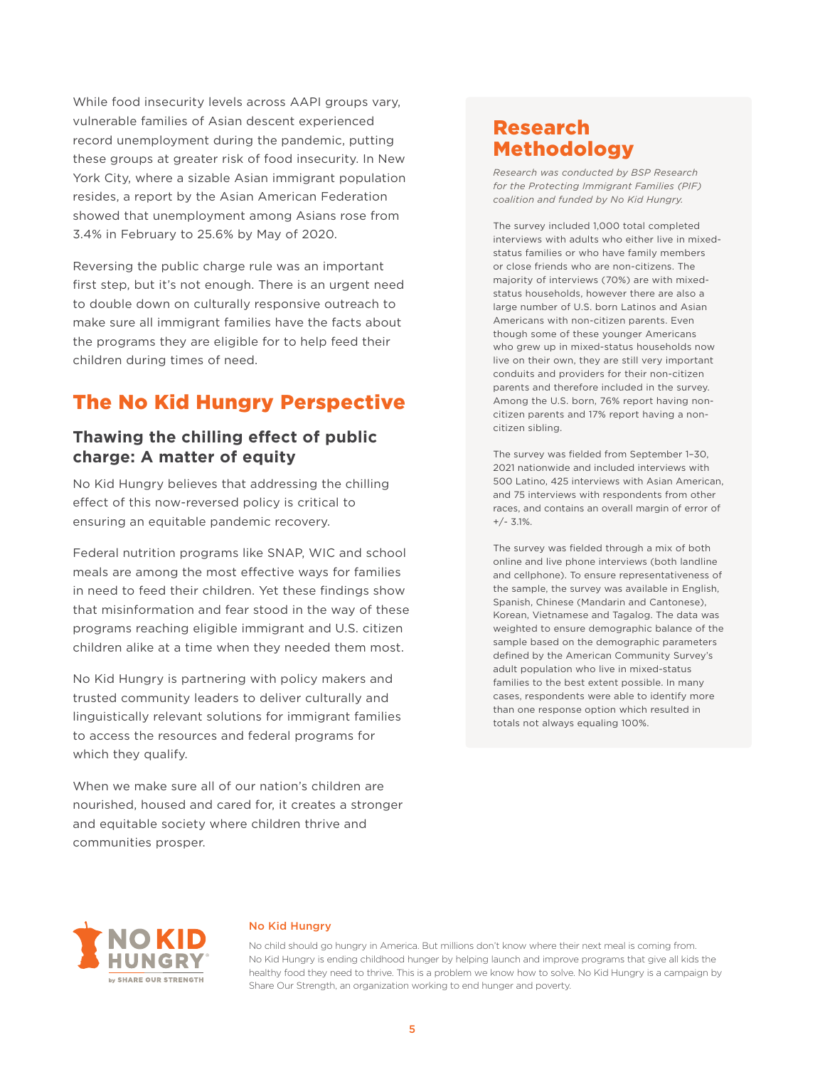While food insecurity levels across AAPI groups vary, vulnerable families of Asian descent experienced record unemployment during the pandemic, putting these groups at greater risk of food insecurity. In New York City, where a sizable Asian immigrant population resides, a report by the Asian American Federation showed that unemployment among Asians rose from 3.4% in February to 25.6% by May of 2020.

Reversing the public charge rule was an important first step, but it's not enough. There is an urgent need to double down on culturally responsive outreach to make sure all immigrant families have the facts about the programs they are eligible for to help feed their children during times of need.

## The No Kid Hungry Perspective

### Thawing the chilling effect of public charge: A matter of equity

No Kid Hungry believes that addressing the chilling effect of this now-reversed policy is critical to ensuring an equitable pandemic recovery.

Federal nutrition programs like SNAP, WIC and school meals are among the most effective ways for families in need to feed their children. Yet these findings show that misinformation and fear stood in the way of these programs reaching eligible immigrant and U.S. citizen children alike at a time when they needed them most.

No Kid Hungry is partnering with policy makers and trusted community leaders to deliver culturally and linguistically relevant solutions for immigrant families to access the resources and federal programs for which they qualify.

When we make sure all of our nation's children are nourished, housed and cared for, it creates a stronger and equitable society where children thrive and communities prosper.

## Research Methodology

*Research was conducted by BSP Research for the Protecting Immigrant Families (PIF) coalition and funded by No Kid Hungry.*

The survey included 1,000 total completed interviews with adults who either live in mixed-status families or who have family members or close friends who are non-citizens. The majority of interviews (70%) are with mixed-status households, however there are also a large number of U.S. born Latinos and Asian Americans with non-citizen parents. Even though some of these younger Americans who grew up in mixed-status households now live on their own, they are still very important conduits and providers for their non-citizen parents and therefore included in the survey. Among the U.S. born, 76% report having non-citizen parents and 17% report having a non-citizen sibling.

The survey was fielded from September 1–30, 2021 nationwide and included interviews with 500 Latino, 425 interviews with Asian American, and 75 interviews with respondents from other races, and contains an overall margin of error of +/- 3.1%.

The survey was fielded through a mix of both online and live phone interviews (both landline and cellphone). To ensure representativeness of the sample, the survey was available in English, Spanish, Chinese (Mandarin and Cantonese), Korean, Vietnamese and Tagalog. The data was weighted to ensure demographic balance of the sample based on the demographic parameters defined by the American Community Survey's adult population who live in mixed-status families to the best extent possible. In many cases, respondents were able to identify more than one response option which resulted in totals not always equaling 100%.

NO KID HUNGRY by SHARE OUR STRENGTH

**No Kid Hungry**

No child should go hungry in America. But millions don't know where their next meal is coming from. No Kid Hungry is ending childhood hunger by helping launch and improve programs that give all kids the healthy food they need to thrive. This is a problem we know how to solve. No Kid Hungry is a campaign by Share Our Strength, an organization working to end hunger and poverty.